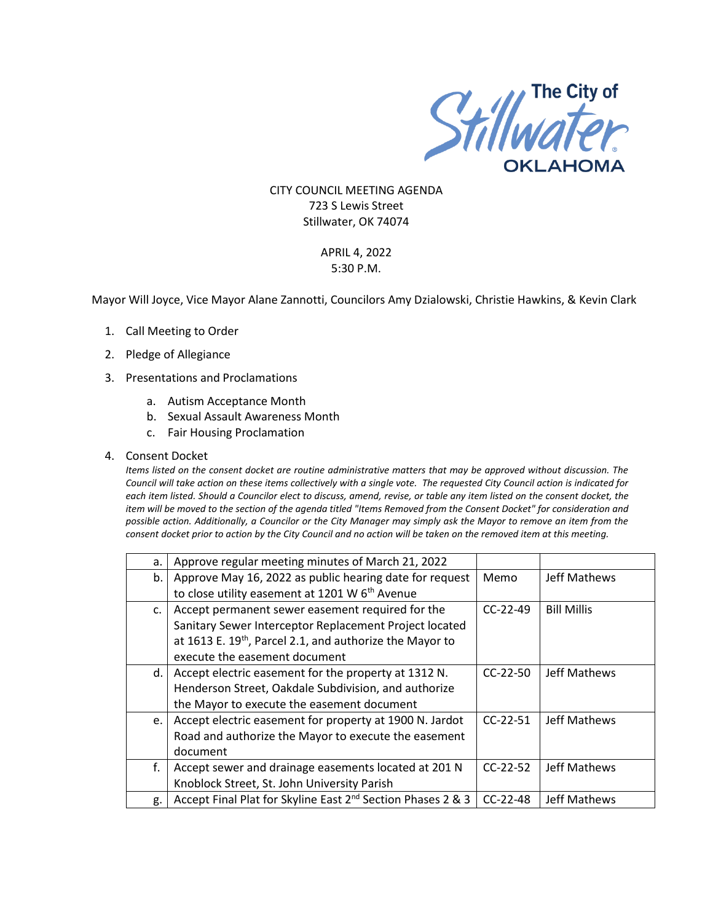The City of Stillwater OKLAHOMA

CITY COUNCIL MEETING AGENDA
723 S Lewis Street
Stillwater, OK 74074

APRIL 4, 2022
5:30 P.M.

Mayor Will Joyce, Vice Mayor Alane Zannotti, Councilors Amy Dzialowski, Christie Hawkins, & Kevin Clark

1. Call Meeting to Order
2. Pledge of Allegiance
3. Presentations and Proclamations
   a. Autism Acceptance Month
   b. Sexual Assault Awareness Month
   c. Fair Housing Proclamation
4. Consent Docket

   *Items listed on the consent docket are routine administrative matters that may be approved without discussion. The Council will take action on these items collectively with a single vote. The requested City Council action is indicated for each item listed. Should a Councilor elect to discuss, amend, revise, or table any item listed on the consent docket, the item will be moved to the section of the agenda titled "Items Removed from the Consent Docket" for consideration and possible action. Additionally, a Councilor or the City Manager may simply ask the Mayor to remove an item from the consent docket prior to action by the City Council and no action will be taken on the removed item at this meeting.*

| | | | |
|---|---|---|---|
| a. | Approve regular meeting minutes of March 21, 2022 | | |
| b. | Approve May 16, 2022 as public hearing date for request to close utility easement at 1201 W 6th Avenue | Memo | Jeff Mathews |
| c. | Accept permanent sewer easement required for the Sanitary Sewer Interceptor Replacement Project located at 1613 E. 19th, Parcel 2.1, and authorize the Mayor to execute the easement document | CC-22-49 | Bill Millis |
| d. | Accept electric easement for the property at 1312 N. Henderson Street, Oakdale Subdivision, and authorize the Mayor to execute the easement document | CC-22-50 | Jeff Mathews |
| e. | Accept electric easement for property at 1900 N. Jardot Road and authorize the Mayor to execute the easement document | CC-22-51 | Jeff Mathews |
| f. | Accept sewer and drainage easements located at 201 N Knoblock Street, St. John University Parish | CC-22-52 | Jeff Mathews |
| g. | Accept Final Plat for Skyline East 2nd Section Phases 2 & 3 | CC-22-48 | Jeff Mathews |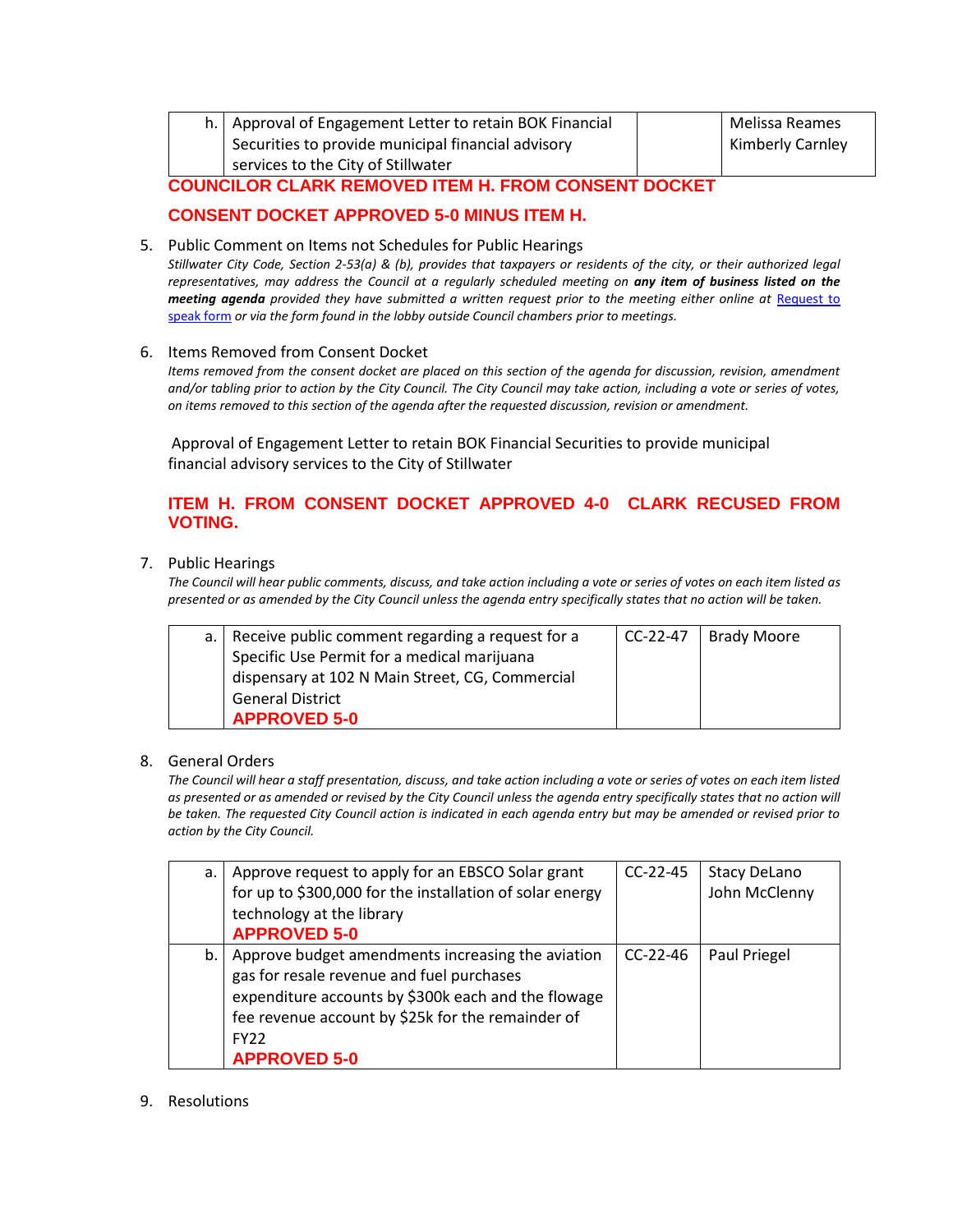| h. | Approval of Engagement Letter to retain BOK Financial Securities to provide municipal financial advisory services to the City of Stillwater | | Melissa Reames Kimberly Carnley |
|---|---|---|---|

**COUNCILOR CLARK REMOVED ITEM H. FROM CONSENT DOCKET**

**CONSENT DOCKET APPROVED 5-0 MINUS ITEM H.**

5. Public Comment on Items not Schedules for Public Hearings
   *Stillwater City Code, Section 2-53(a) & (b), provides that taxpayers or residents of the city, or their authorized legal representatives, may address the Council at a regularly scheduled meeting on* ***any item of business listed on the meeting agenda*** *provided they have submitted a written request prior to the meeting either online at* [Request to speak form] *or via the form found in the lobby outside Council chambers prior to meetings.*

6. Items Removed from Consent Docket
   *Items removed from the consent docket are placed on this section of the agenda for discussion, revision, amendment and/or tabling prior to action by the City Council. The City Council may take action, including a vote or series of votes, on items removed to this section of the agenda after the requested discussion, revision or amendment.*

   Approval of Engagement Letter to retain BOK Financial Securities to provide municipal financial advisory services to the City of Stillwater

   **ITEM H. FROM CONSENT DOCKET APPROVED 4-0 CLARK RECUSED FROM VOTING.**

7. Public Hearings
   *The Council will hear public comments, discuss, and take action including a vote or series of votes on each item listed as presented or as amended by the City Council unless the agenda entry specifically states that no action will be taken.*

| a. | Receive public comment regarding a request for a Specific Use Permit for a medical marijuana dispensary at 102 N Main Street, CG, Commercial General District **APPROVED 5-0** | CC-22-47 | Brady Moore |
|---|---|---|---|

8. General Orders
   *The Council will hear a staff presentation, discuss, and take action including a vote or series of votes on each item listed as presented or as amended or revised by the City Council unless the agenda entry specifically states that no action will be taken. The requested City Council action is indicated in each agenda entry but may be amended or revised prior to action by the City Council.*

| a. | Approve request to apply for an EBSCO Solar grant for up to $300,000 for the installation of solar energy technology at the library **APPROVED 5-0** | CC-22-45 | Stacy DeLano John McClenny |
|---|---|---|---|
| b. | Approve budget amendments increasing the aviation gas for resale revenue and fuel purchases expenditure accounts by $300k each and the flowage fee revenue account by $25k for the remainder of FY22 **APPROVED 5-0** | CC-22-46 | Paul Priegel |

9. Resolutions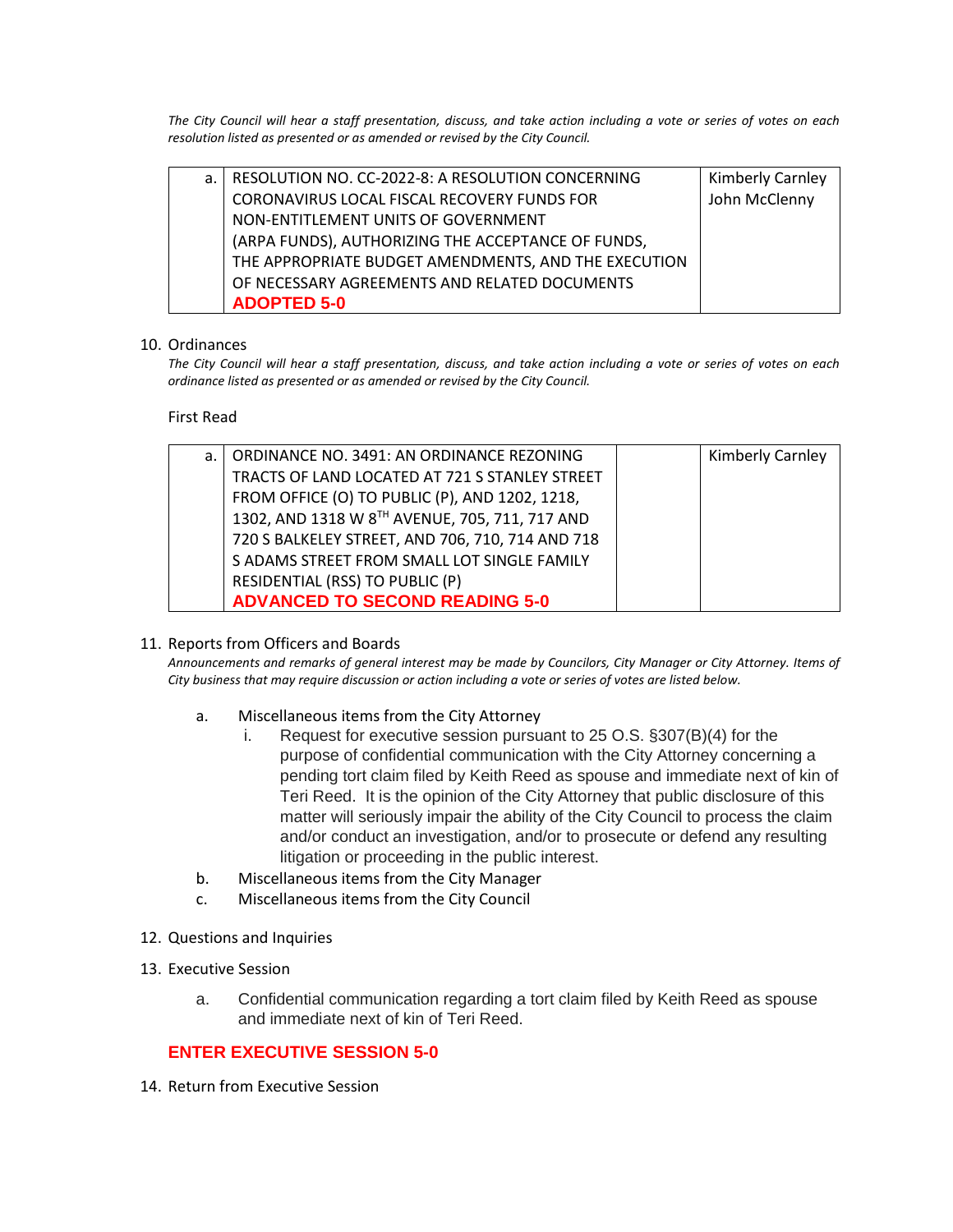*The City Council will hear a staff presentation, discuss, and take action including a vote or series of votes on each resolution listed as presented or as amended or revised by the City Council.*

| | | |
|---|---|---|
| a. | RESOLUTION NO. CC-2022-8: A RESOLUTION CONCERNING CORONAVIRUS LOCAL FISCAL RECOVERY FUNDS FOR NON-ENTITLEMENT UNITS OF GOVERNMENT (ARPA FUNDS), AUTHORIZING THE ACCEPTANCE OF FUNDS, THE APPROPRIATE BUDGET AMENDMENTS, AND THE EXECUTION OF NECESSARY AGREEMENTS AND RELATED DOCUMENTS **ADOPTED 5-0** | Kimberly Carnley John McClenny |

10. Ordinances

*The City Council will hear a staff presentation, discuss, and take action including a vote or series of votes on each ordinance listed as presented or as amended or revised by the City Council.*

First Read

| | | | |
|---|---|---|---|
| a. | ORDINANCE NO. 3491: AN ORDINANCE REZONING TRACTS OF LAND LOCATED AT 721 S STANLEY STREET FROM OFFICE (O) TO PUBLIC (P), AND 1202, 1218, 1302, AND 1318 W 8TH AVENUE, 705, 711, 717 AND 720 S BALKELEY STREET, AND 706, 710, 714 AND 718 S ADAMS STREET FROM SMALL LOT SINGLE FAMILY RESIDENTIAL (RSS) TO PUBLIC (P) **ADVANCED TO SECOND READING 5-0** | | Kimberly Carnley |

11. Reports from Officers and Boards

*Announcements and remarks of general interest may be made by Councilors, City Manager or City Attorney. Items of City business that may require discussion or action including a vote or series of votes are listed below.*

   a. Miscellaneous items from the City Attorney
      i. Request for executive session pursuant to 25 O.S. §307(B)(4) for the purpose of confidential communication with the City Attorney concerning a pending tort claim filed by Keith Reed as spouse and immediate next of kin of Teri Reed. It is the opinion of the City Attorney that public disclosure of this matter will seriously impair the ability of the City Council to process the claim and/or conduct an investigation, and/or to prosecute or defend any resulting litigation or proceeding in the public interest.
   b. Miscellaneous items from the City Manager
   c. Miscellaneous items from the City Council

12. Questions and Inquiries

13. Executive Session

   a. Confidential communication regarding a tort claim filed by Keith Reed as spouse and immediate next of kin of Teri Reed.

**ENTER EXECUTIVE SESSION 5-0**

14. Return from Executive Session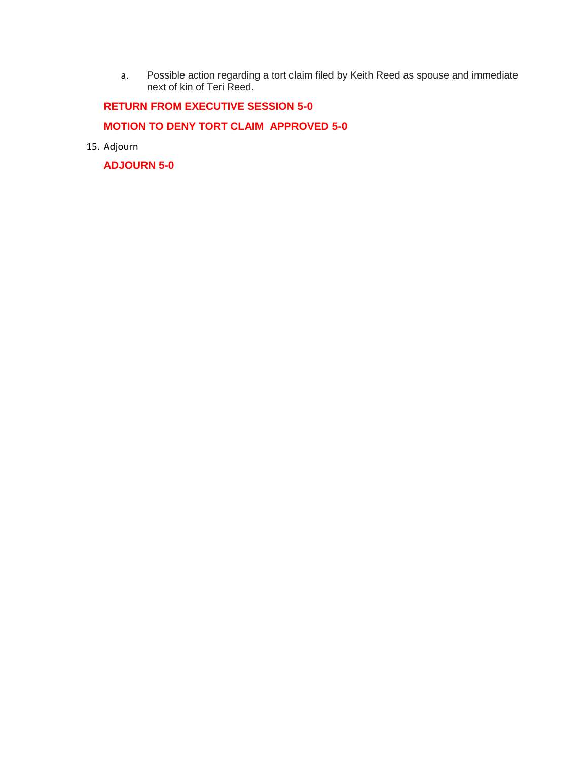a. Possible action regarding a tort claim filed by Keith Reed as spouse and immediate next of kin of Teri Reed.

**RETURN FROM EXECUTIVE SESSION 5-0**

**MOTION TO DENY TORT CLAIM APPROVED 5-0**

15. Adjourn

**ADJOURN 5-0**